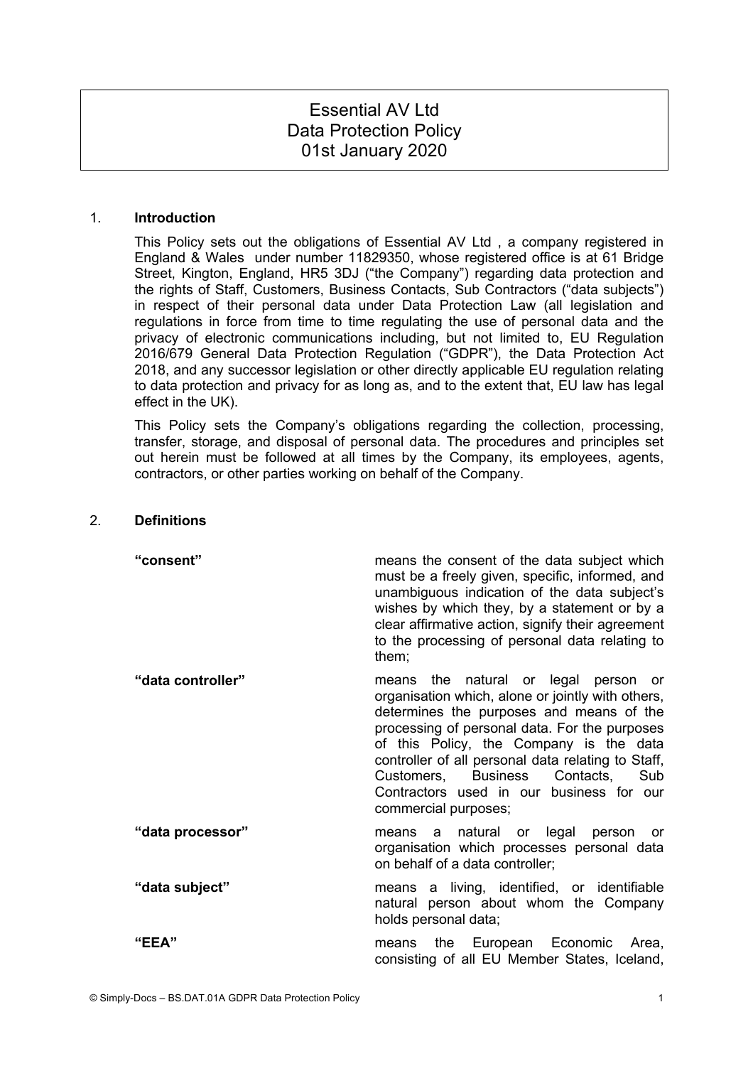# Essential AV Ltd
# Data Protection Policy
# 01st January 2020

## 1. Introduction

This Policy sets out the obligations of Essential AV Ltd , a company registered in England & Wales under number 11829350, whose registered office is at 61 Bridge Street, Kington, England, HR5 3DJ ("the Company") regarding data protection and the rights of Staff, Customers, Business Contacts, Sub Contractors ("data subjects") in respect of their personal data under Data Protection Law (all legislation and regulations in force from time to time regulating the use of personal data and the privacy of electronic communications including, but not limited to, EU Regulation 2016/679 General Data Protection Regulation ("GDPR"), the Data Protection Act 2018, and any successor legislation or other directly applicable EU regulation relating to data protection and privacy for as long as, and to the extent that, EU law has legal effect in the UK).

This Policy sets the Company's obligations regarding the collection, processing, transfer, storage, and disposal of personal data. The procedures and principles set out herein must be followed at all times by the Company, its employees, agents, contractors, or other parties working on behalf of the Company.

## 2. Definitions

| | |
|---|---|
| **"consent"** | means the consent of the data subject which must be a freely given, specific, informed, and unambiguous indication of the data subject's wishes by which they, by a statement or by a clear affirmative action, signify their agreement to the processing of personal data relating to them; |
| **"data controller"** | means the natural or legal person or organisation which, alone or jointly with others, determines the purposes and means of the processing of personal data. For the purposes of this Policy, the Company is the data controller of all personal data relating to Staff, Customers, Business Contacts, Sub Contractors used in our business for our commercial purposes; |
| **"data processor"** | means a natural or legal person or organisation which processes personal data on behalf of a data controller; |
| **"data subject"** | means a living, identified, or identifiable natural person about whom the Company holds personal data; |
| **"EEA"** | means the European Economic Area, consisting of all EU Member States, Iceland, |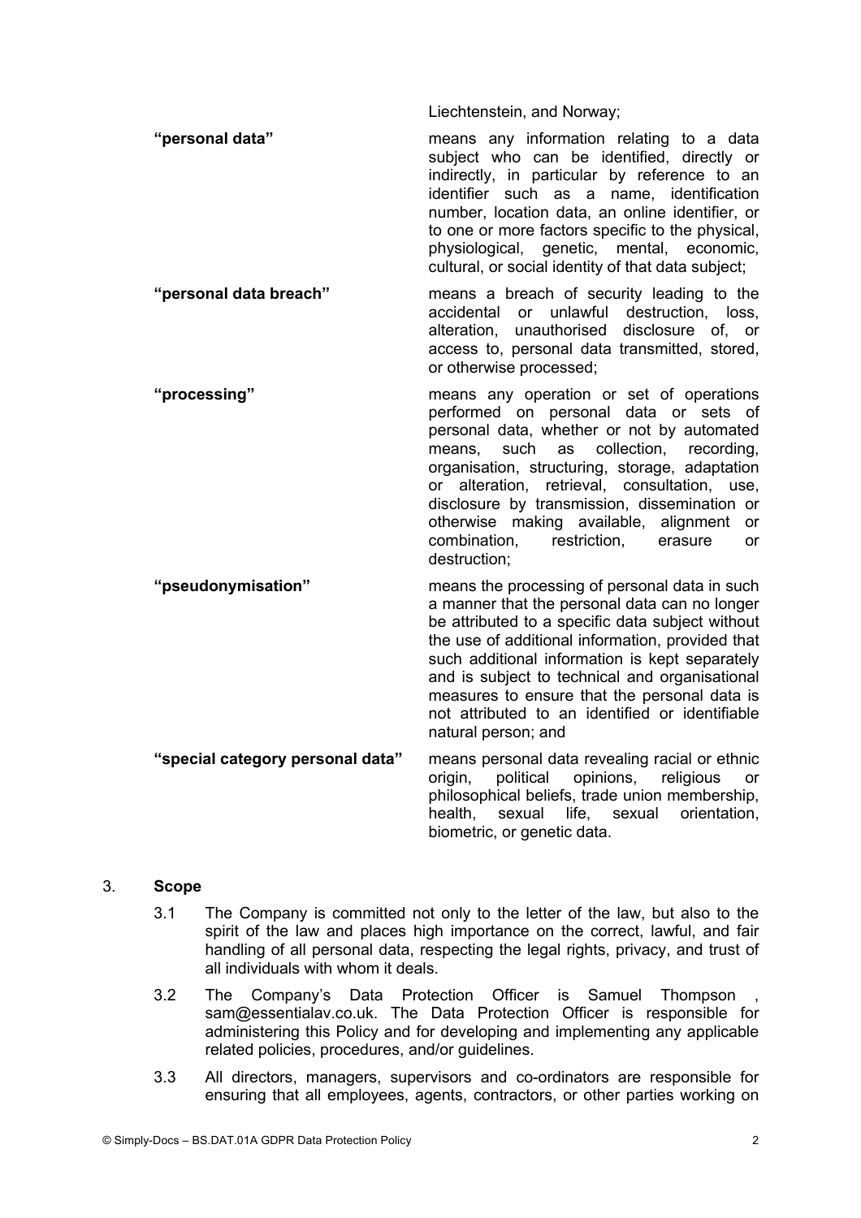Liechtenstein, and Norway;

**"personal data"** means any information relating to a data subject who can be identified, directly or indirectly, in particular by reference to an identifier such as a name, identification number, location data, an online identifier, or to one or more factors specific to the physical, physiological, genetic, mental, economic, cultural, or social identity of that data subject;

**"personal data breach"** means a breach of security leading to the accidental or unlawful destruction, loss, alteration, unauthorised disclosure of, or access to, personal data transmitted, stored, or otherwise processed;

**"processing"** means any operation or set of operations performed on personal data or sets of personal data, whether or not by automated means, such as collection, recording, organisation, structuring, storage, adaptation or alteration, retrieval, consultation, use, disclosure by transmission, dissemination or otherwise making available, alignment or combination, restriction, erasure or destruction;

**"pseudonymisation"** means the processing of personal data in such a manner that the personal data can no longer be attributed to a specific data subject without the use of additional information, provided that such additional information is kept separately and is subject to technical and organisational measures to ensure that the personal data is not attributed to an identified or identifiable natural person; and

**"special category personal data"** means personal data revealing racial or ethnic origin, political opinions, religious or philosophical beliefs, trade union membership, health, sexual life, sexual orientation, biometric, or genetic data.

## 3. Scope

3.1 The Company is committed not only to the letter of the law, but also to the spirit of the law and places high importance on the correct, lawful, and fair handling of all personal data, respecting the legal rights, privacy, and trust of all individuals with whom it deals.

3.2 The Company's Data Protection Officer is Samuel Thompson , sam@essentialav.co.uk. The Data Protection Officer is responsible for administering this Policy and for developing and implementing any applicable related policies, procedures, and/or guidelines.

3.3 All directors, managers, supervisors and co-ordinators are responsible for ensuring that all employees, agents, contractors, or other parties working on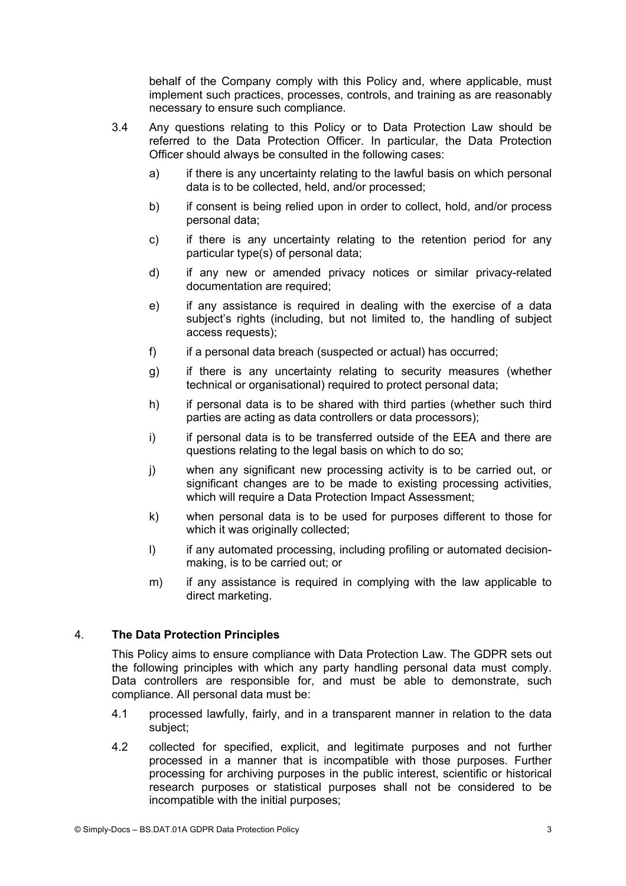behalf of the Company comply with this Policy and, where applicable, must implement such practices, processes, controls, and training as are reasonably necessary to ensure such compliance.

3.4 Any questions relating to this Policy or to Data Protection Law should be referred to the Data Protection Officer. In particular, the Data Protection Officer should always be consulted in the following cases:

a) if there is any uncertainty relating to the lawful basis on which personal data is to be collected, held, and/or processed;

b) if consent is being relied upon in order to collect, hold, and/or process personal data;

c) if there is any uncertainty relating to the retention period for any particular type(s) of personal data;

d) if any new or amended privacy notices or similar privacy-related documentation are required;

e) if any assistance is required in dealing with the exercise of a data subject's rights (including, but not limited to, the handling of subject access requests);

f) if a personal data breach (suspected or actual) has occurred;

g) if there is any uncertainty relating to security measures (whether technical or organisational) required to protect personal data;

h) if personal data is to be shared with third parties (whether such third parties are acting as data controllers or data processors);

i) if personal data is to be transferred outside of the EEA and there are questions relating to the legal basis on which to do so;

j) when any significant new processing activity is to be carried out, or significant changes are to be made to existing processing activities, which will require a Data Protection Impact Assessment;

k) when personal data is to be used for purposes different to those for which it was originally collected;

l) if any automated processing, including profiling or automated decision-making, is to be carried out; or

m) if any assistance is required in complying with the law applicable to direct marketing.

## 4. The Data Protection Principles

This Policy aims to ensure compliance with Data Protection Law. The GDPR sets out the following principles with which any party handling personal data must comply. Data controllers are responsible for, and must be able to demonstrate, such compliance. All personal data must be:

4.1 processed lawfully, fairly, and in a transparent manner in relation to the data subject;

4.2 collected for specified, explicit, and legitimate purposes and not further processed in a manner that is incompatible with those purposes. Further processing for archiving purposes in the public interest, scientific or historical research purposes or statistical purposes shall not be considered to be incompatible with the initial purposes;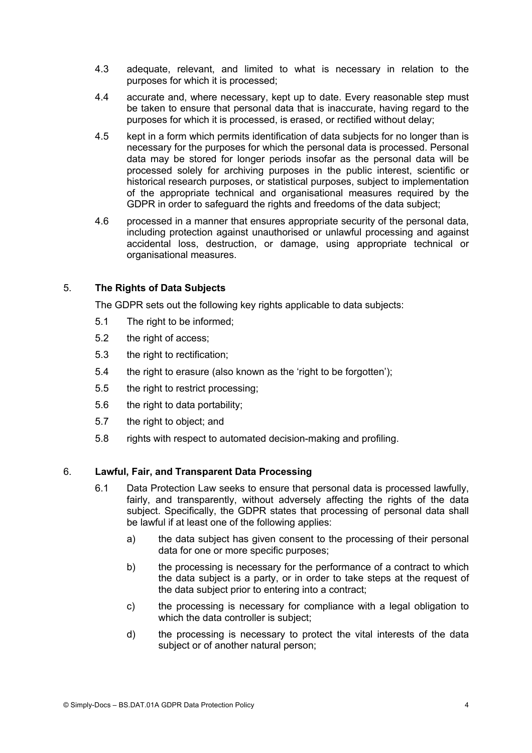4.3 adequate, relevant, and limited to what is necessary in relation to the purposes for which it is processed;

4.4 accurate and, where necessary, kept up to date. Every reasonable step must be taken to ensure that personal data that is inaccurate, having regard to the purposes for which it is processed, is erased, or rectified without delay;

4.5 kept in a form which permits identification of data subjects for no longer than is necessary for the purposes for which the personal data is processed. Personal data may be stored for longer periods insofar as the personal data will be processed solely for archiving purposes in the public interest, scientific or historical research purposes, or statistical purposes, subject to implementation of the appropriate technical and organisational measures required by the GDPR in order to safeguard the rights and freedoms of the data subject;

4.6 processed in a manner that ensures appropriate security of the personal data, including protection against unauthorised or unlawful processing and against accidental loss, destruction, or damage, using appropriate technical or organisational measures.

## 5. The Rights of Data Subjects

The GDPR sets out the following key rights applicable to data subjects:

5.1 The right to be informed;

5.2 the right of access;

5.3 the right to rectification;

5.4 the right to erasure (also known as the 'right to be forgotten');

5.5 the right to restrict processing;

5.6 the right to data portability;

5.7 the right to object; and

5.8 rights with respect to automated decision-making and profiling.

## 6. Lawful, Fair, and Transparent Data Processing

6.1 Data Protection Law seeks to ensure that personal data is processed lawfully, fairly, and transparently, without adversely affecting the rights of the data subject. Specifically, the GDPR states that processing of personal data shall be lawful if at least one of the following applies:

a) the data subject has given consent to the processing of their personal data for one or more specific purposes;

b) the processing is necessary for the performance of a contract to which the data subject is a party, or in order to take steps at the request of the data subject prior to entering into a contract;

c) the processing is necessary for compliance with a legal obligation to which the data controller is subject;

d) the processing is necessary to protect the vital interests of the data subject or of another natural person;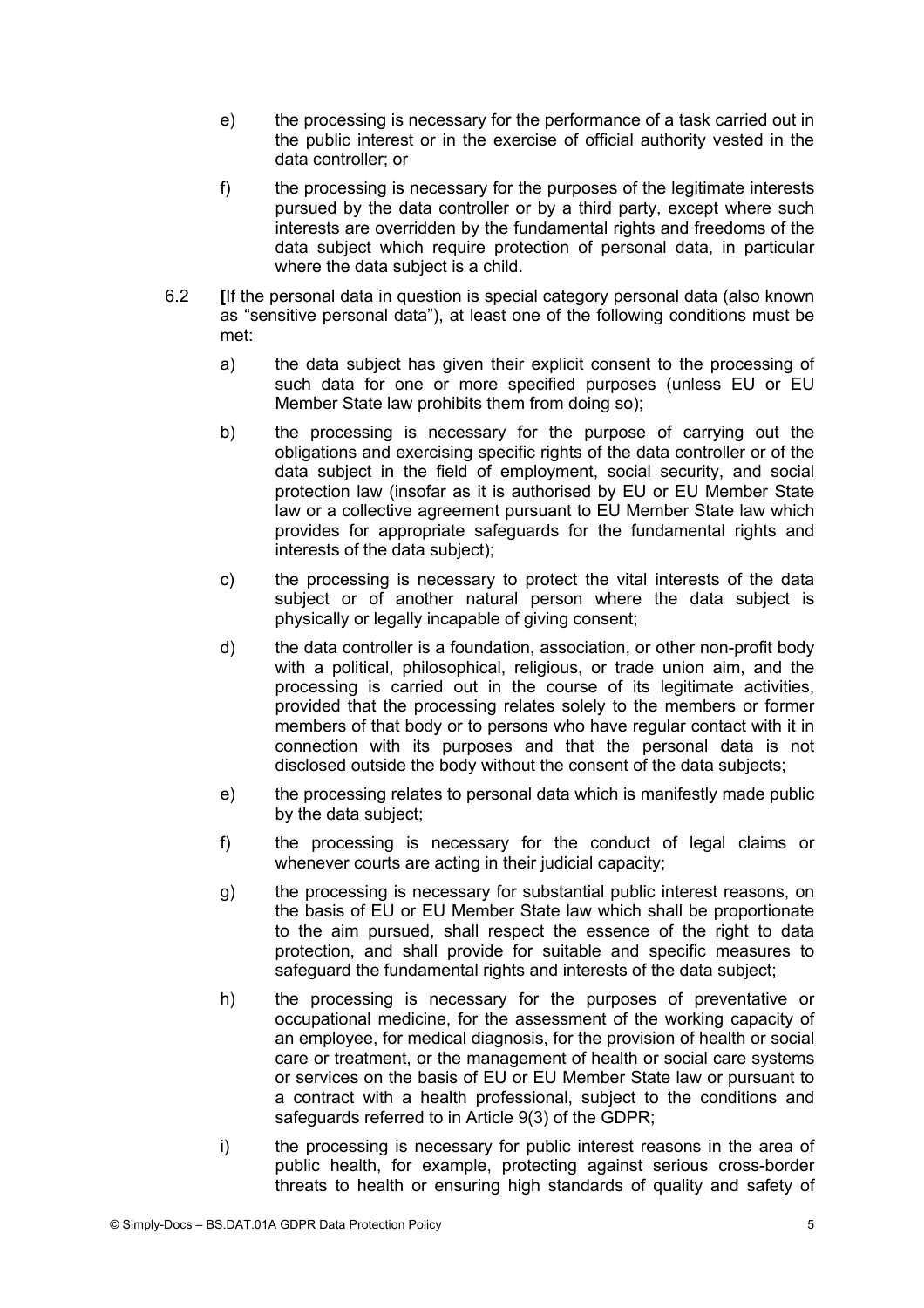e) the processing is necessary for the performance of a task carried out in the public interest or in the exercise of official authority vested in the data controller; or

f) the processing is necessary for the purposes of the legitimate interests pursued by the data controller or by a third party, except where such interests are overridden by the fundamental rights and freedoms of the data subject which require protection of personal data, in particular where the data subject is a child.

6.2 **[**If the personal data in question is special category personal data (also known as "sensitive personal data"), at least one of the following conditions must be met:

a) the data subject has given their explicit consent to the processing of such data for one or more specified purposes (unless EU or EU Member State law prohibits them from doing so);

b) the processing is necessary for the purpose of carrying out the obligations and exercising specific rights of the data controller or of the data subject in the field of employment, social security, and social protection law (insofar as it is authorised by EU or EU Member State law or a collective agreement pursuant to EU Member State law which provides for appropriate safeguards for the fundamental rights and interests of the data subject);

c) the processing is necessary to protect the vital interests of the data subject or of another natural person where the data subject is physically or legally incapable of giving consent;

d) the data controller is a foundation, association, or other non-profit body with a political, philosophical, religious, or trade union aim, and the processing is carried out in the course of its legitimate activities, provided that the processing relates solely to the members or former members of that body or to persons who have regular contact with it in connection with its purposes and that the personal data is not disclosed outside the body without the consent of the data subjects;

e) the processing relates to personal data which is manifestly made public by the data subject;

f) the processing is necessary for the conduct of legal claims or whenever courts are acting in their judicial capacity;

g) the processing is necessary for substantial public interest reasons, on the basis of EU or EU Member State law which shall be proportionate to the aim pursued, shall respect the essence of the right to data protection, and shall provide for suitable and specific measures to safeguard the fundamental rights and interests of the data subject;

h) the processing is necessary for the purposes of preventative or occupational medicine, for the assessment of the working capacity of an employee, for medical diagnosis, for the provision of health or social care or treatment, or the management of health or social care systems or services on the basis of EU or EU Member State law or pursuant to a contract with a health professional, subject to the conditions and safeguards referred to in Article 9(3) of the GDPR;

i) the processing is necessary for public interest reasons in the area of public health, for example, protecting against serious cross-border threats to health or ensuring high standards of quality and safety of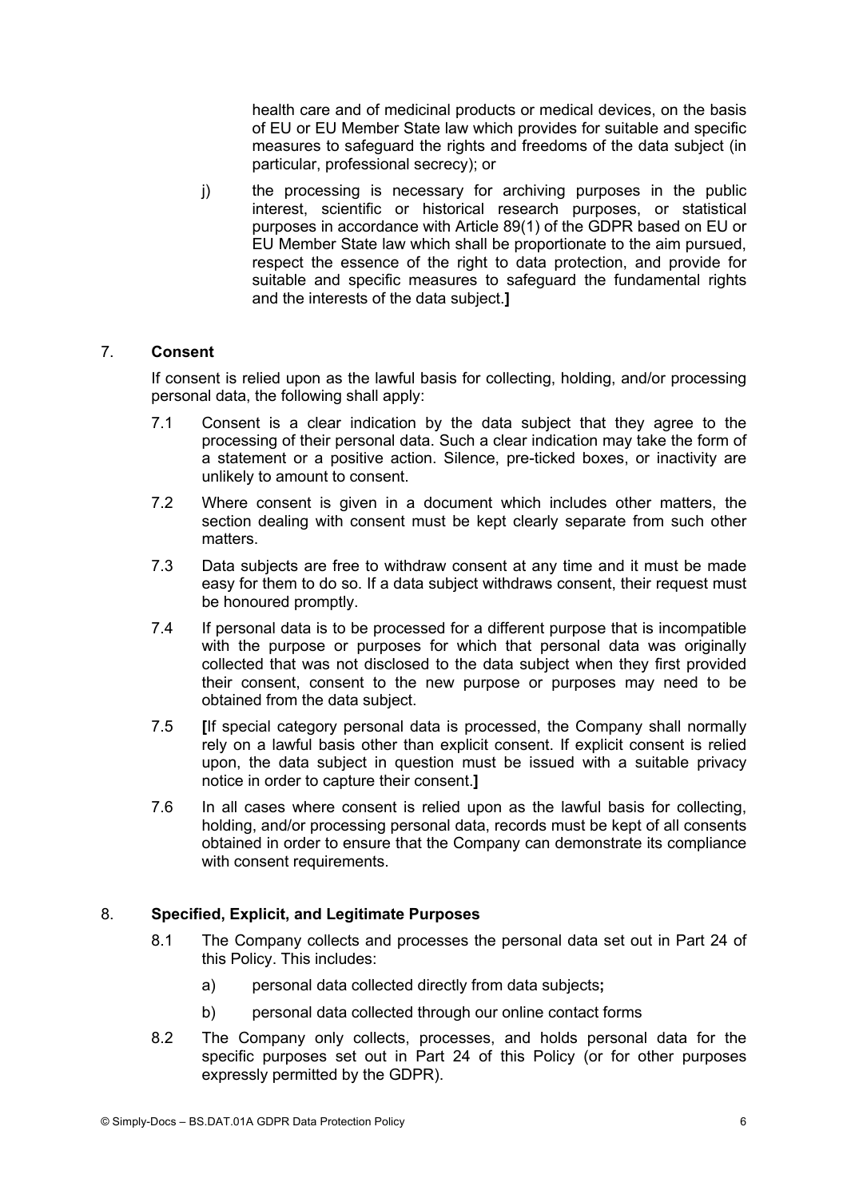health care and of medicinal products or medical devices, on the basis of EU or EU Member State law which provides for suitable and specific measures to safeguard the rights and freedoms of the data subject (in particular, professional secrecy); or

j) the processing is necessary for archiving purposes in the public interest, scientific or historical research purposes, or statistical purposes in accordance with Article 89(1) of the GDPR based on EU or EU Member State law which shall be proportionate to the aim pursued, respect the essence of the right to data protection, and provide for suitable and specific measures to safeguard the fundamental rights and the interests of the data subject.**]**

## 7. Consent

If consent is relied upon as the lawful basis for collecting, holding, and/or processing personal data, the following shall apply:

7.1 Consent is a clear indication by the data subject that they agree to the processing of their personal data. Such a clear indication may take the form of a statement or a positive action. Silence, pre-ticked boxes, or inactivity are unlikely to amount to consent.

7.2 Where consent is given in a document which includes other matters, the section dealing with consent must be kept clearly separate from such other matters.

7.3 Data subjects are free to withdraw consent at any time and it must be made easy for them to do so. If a data subject withdraws consent, their request must be honoured promptly.

7.4 If personal data is to be processed for a different purpose that is incompatible with the purpose or purposes for which that personal data was originally collected that was not disclosed to the data subject when they first provided their consent, consent to the new purpose or purposes may need to be obtained from the data subject.

7.5 **[**If special category personal data is processed, the Company shall normally rely on a lawful basis other than explicit consent. If explicit consent is relied upon, the data subject in question must be issued with a suitable privacy notice in order to capture their consent.**]**

7.6 In all cases where consent is relied upon as the lawful basis for collecting, holding, and/or processing personal data, records must be kept of all consents obtained in order to ensure that the Company can demonstrate its compliance with consent requirements.

## 8. Specified, Explicit, and Legitimate Purposes

8.1 The Company collects and processes the personal data set out in Part 24 of this Policy. This includes:

a) personal data collected directly from data subjects**;**

b) personal data collected through our online contact forms

8.2 The Company only collects, processes, and holds personal data for the specific purposes set out in Part 24 of this Policy (or for other purposes expressly permitted by the GDPR).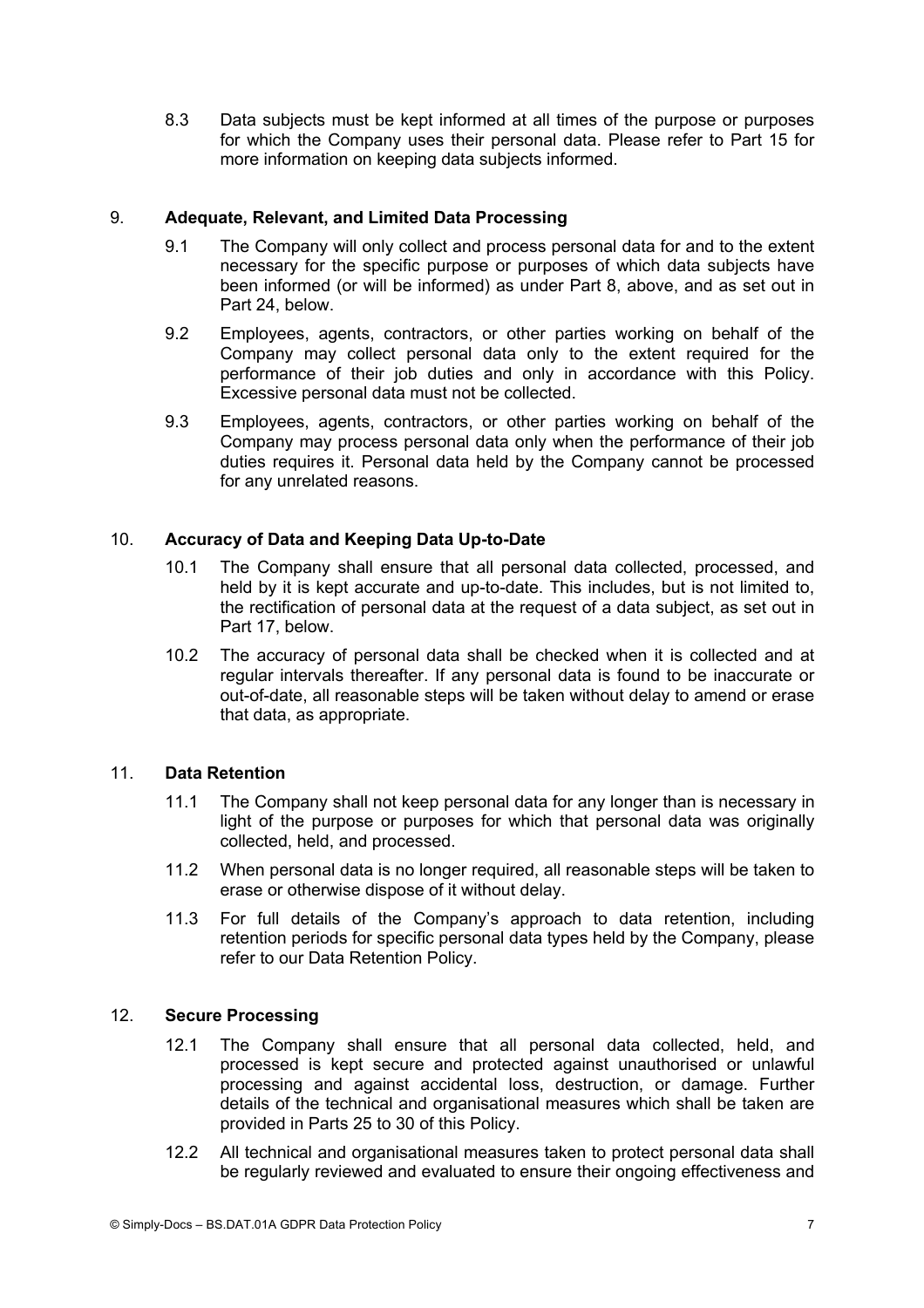8.3 Data subjects must be kept informed at all times of the purpose or purposes for which the Company uses their personal data. Please refer to Part 15 for more information on keeping data subjects informed.

## 9. Adequate, Relevant, and Limited Data Processing

9.1 The Company will only collect and process personal data for and to the extent necessary for the specific purpose or purposes of which data subjects have been informed (or will be informed) as under Part 8, above, and as set out in Part 24, below.

9.2 Employees, agents, contractors, or other parties working on behalf of the Company may collect personal data only to the extent required for the performance of their job duties and only in accordance with this Policy. Excessive personal data must not be collected.

9.3 Employees, agents, contractors, or other parties working on behalf of the Company may process personal data only when the performance of their job duties requires it. Personal data held by the Company cannot be processed for any unrelated reasons.

## 10. Accuracy of Data and Keeping Data Up-to-Date

10.1 The Company shall ensure that all personal data collected, processed, and held by it is kept accurate and up-to-date. This includes, but is not limited to, the rectification of personal data at the request of a data subject, as set out in Part 17, below.

10.2 The accuracy of personal data shall be checked when it is collected and at regular intervals thereafter. If any personal data is found to be inaccurate or out-of-date, all reasonable steps will be taken without delay to amend or erase that data, as appropriate.

## 11. Data Retention

11.1 The Company shall not keep personal data for any longer than is necessary in light of the purpose or purposes for which that personal data was originally collected, held, and processed.

11.2 When personal data is no longer required, all reasonable steps will be taken to erase or otherwise dispose of it without delay.

11.3 For full details of the Company's approach to data retention, including retention periods for specific personal data types held by the Company, please refer to our Data Retention Policy.

## 12. Secure Processing

12.1 The Company shall ensure that all personal data collected, held, and processed is kept secure and protected against unauthorised or unlawful processing and against accidental loss, destruction, or damage. Further details of the technical and organisational measures which shall be taken are provided in Parts 25 to 30 of this Policy.

12.2 All technical and organisational measures taken to protect personal data shall be regularly reviewed and evaluated to ensure their ongoing effectiveness and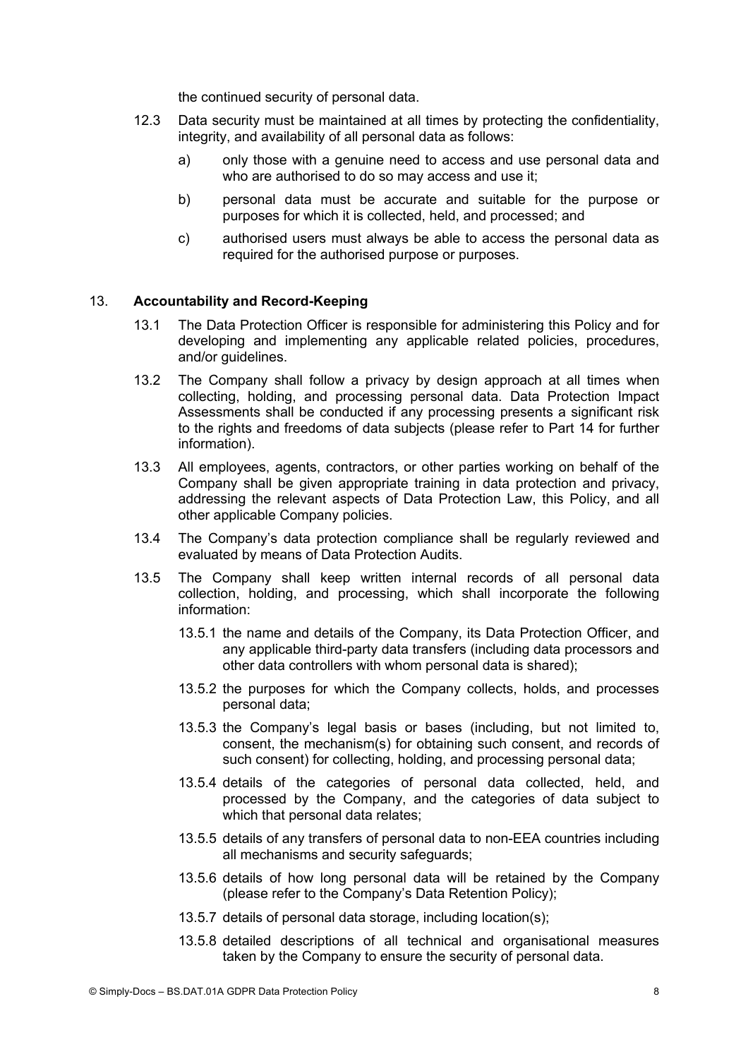the continued security of personal data.

12.3 Data security must be maintained at all times by protecting the confidentiality, integrity, and availability of all personal data as follows:

a) only those with a genuine need to access and use personal data and who are authorised to do so may access and use it;

b) personal data must be accurate and suitable for the purpose or purposes for which it is collected, held, and processed; and

c) authorised users must always be able to access the personal data as required for the authorised purpose or purposes.

## 13. Accountability and Record-Keeping

13.1 The Data Protection Officer is responsible for administering this Policy and for developing and implementing any applicable related policies, procedures, and/or guidelines.

13.2 The Company shall follow a privacy by design approach at all times when collecting, holding, and processing personal data. Data Protection Impact Assessments shall be conducted if any processing presents a significant risk to the rights and freedoms of data subjects (please refer to Part 14 for further information).

13.3 All employees, agents, contractors, or other parties working on behalf of the Company shall be given appropriate training in data protection and privacy, addressing the relevant aspects of Data Protection Law, this Policy, and all other applicable Company policies.

13.4 The Company's data protection compliance shall be regularly reviewed and evaluated by means of Data Protection Audits.

13.5 The Company shall keep written internal records of all personal data collection, holding, and processing, which shall incorporate the following information:

13.5.1 the name and details of the Company, its Data Protection Officer, and any applicable third-party data transfers (including data processors and other data controllers with whom personal data is shared);

13.5.2 the purposes for which the Company collects, holds, and processes personal data;

13.5.3 the Company's legal basis or bases (including, but not limited to, consent, the mechanism(s) for obtaining such consent, and records of such consent) for collecting, holding, and processing personal data;

13.5.4 details of the categories of personal data collected, held, and processed by the Company, and the categories of data subject to which that personal data relates;

13.5.5 details of any transfers of personal data to non-EEA countries including all mechanisms and security safeguards;

13.5.6 details of how long personal data will be retained by the Company (please refer to the Company's Data Retention Policy);

13.5.7 details of personal data storage, including location(s);

13.5.8 detailed descriptions of all technical and organisational measures taken by the Company to ensure the security of personal data.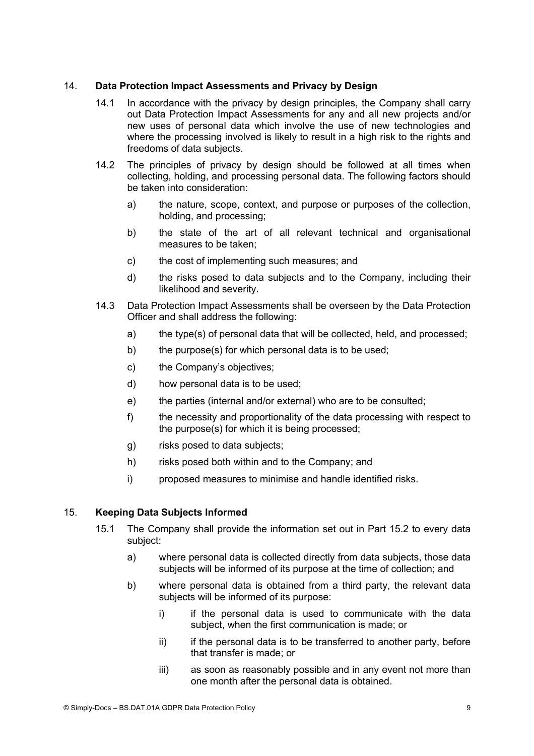## 14. Data Protection Impact Assessments and Privacy by Design

14.1 In accordance with the privacy by design principles, the Company shall carry out Data Protection Impact Assessments for any and all new projects and/or new uses of personal data which involve the use of new technologies and where the processing involved is likely to result in a high risk to the rights and freedoms of data subjects.

14.2 The principles of privacy by design should be followed at all times when collecting, holding, and processing personal data. The following factors should be taken into consideration:

a) the nature, scope, context, and purpose or purposes of the collection, holding, and processing;

b) the state of the art of all relevant technical and organisational measures to be taken;

c) the cost of implementing such measures; and

d) the risks posed to data subjects and to the Company, including their likelihood and severity.

14.3 Data Protection Impact Assessments shall be overseen by the Data Protection Officer and shall address the following:

a) the type(s) of personal data that will be collected, held, and processed;

b) the purpose(s) for which personal data is to be used;

c) the Company's objectives;

d) how personal data is to be used;

e) the parties (internal and/or external) who are to be consulted;

f) the necessity and proportionality of the data processing with respect to the purpose(s) for which it is being processed;

g) risks posed to data subjects;

h) risks posed both within and to the Company; and

i) proposed measures to minimise and handle identified risks.

## 15. Keeping Data Subjects Informed

15.1 The Company shall provide the information set out in Part 15.2 to every data subject:

a) where personal data is collected directly from data subjects, those data subjects will be informed of its purpose at the time of collection; and

b) where personal data is obtained from a third party, the relevant data subjects will be informed of its purpose:

i) if the personal data is used to communicate with the data subject, when the first communication is made; or

ii) if the personal data is to be transferred to another party, before that transfer is made; or

iii) as soon as reasonably possible and in any event not more than one month after the personal data is obtained.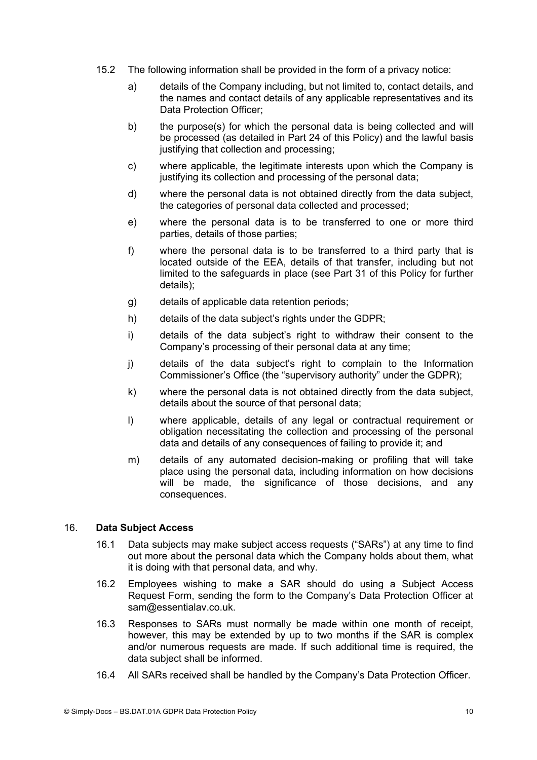15.2 The following information shall be provided in the form of a privacy notice:

a) details of the Company including, but not limited to, contact details, and the names and contact details of any applicable representatives and its Data Protection Officer;

b) the purpose(s) for which the personal data is being collected and will be processed (as detailed in Part 24 of this Policy) and the lawful basis justifying that collection and processing;

c) where applicable, the legitimate interests upon which the Company is justifying its collection and processing of the personal data;

d) where the personal data is not obtained directly from the data subject, the categories of personal data collected and processed;

e) where the personal data is to be transferred to one or more third parties, details of those parties;

f) where the personal data is to be transferred to a third party that is located outside of the EEA, details of that transfer, including but not limited to the safeguards in place (see Part 31 of this Policy for further details);

g) details of applicable data retention periods;

h) details of the data subject's rights under the GDPR;

i) details of the data subject's right to withdraw their consent to the Company's processing of their personal data at any time;

j) details of the data subject's right to complain to the Information Commissioner's Office (the "supervisory authority" under the GDPR);

k) where the personal data is not obtained directly from the data subject, details about the source of that personal data;

l) where applicable, details of any legal or contractual requirement or obligation necessitating the collection and processing of the personal data and details of any consequences of failing to provide it; and

m) details of any automated decision-making or profiling that will take place using the personal data, including information on how decisions will be made, the significance of those decisions, and any consequences.

## 16. Data Subject Access

16.1 Data subjects may make subject access requests ("SARs") at any time to find out more about the personal data which the Company holds about them, what it is doing with that personal data, and why.

16.2 Employees wishing to make a SAR should do using a Subject Access Request Form, sending the form to the Company's Data Protection Officer at sam@essentialav.co.uk.

16.3 Responses to SARs must normally be made within one month of receipt, however, this may be extended by up to two months if the SAR is complex and/or numerous requests are made. If such additional time is required, the data subject shall be informed.

16.4 All SARs received shall be handled by the Company's Data Protection Officer.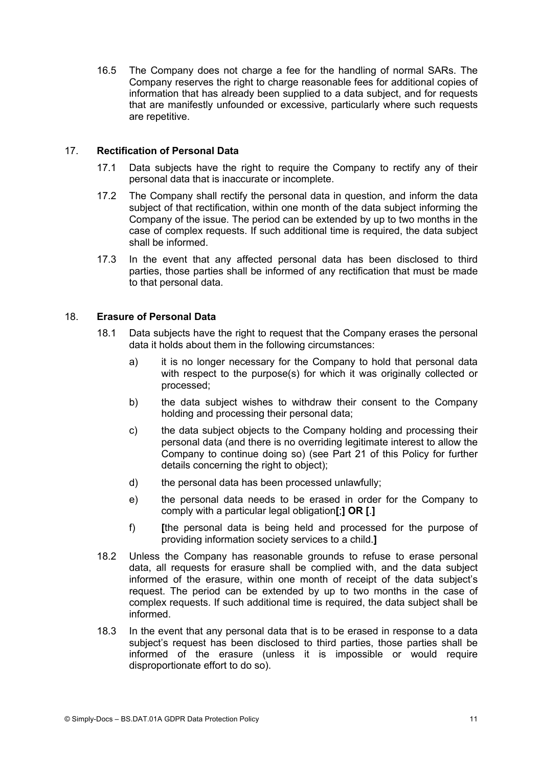16.5 The Company does not charge a fee for the handling of normal SARs. The Company reserves the right to charge reasonable fees for additional copies of information that has already been supplied to a data subject, and for requests that are manifestly unfounded or excessive, particularly where such requests are repetitive.

## 17. Rectification of Personal Data

17.1 Data subjects have the right to require the Company to rectify any of their personal data that is inaccurate or incomplete.

17.2 The Company shall rectify the personal data in question, and inform the data subject of that rectification, within one month of the data subject informing the Company of the issue. The period can be extended by up to two months in the case of complex requests. If such additional time is required, the data subject shall be informed.

17.3 In the event that any affected personal data has been disclosed to third parties, those parties shall be informed of any rectification that must be made to that personal data.

## 18. Erasure of Personal Data

18.1 Data subjects have the right to request that the Company erases the personal data it holds about them in the following circumstances:

a) it is no longer necessary for the Company to hold that personal data with respect to the purpose(s) for which it was originally collected or processed;

b) the data subject wishes to withdraw their consent to the Company holding and processing their personal data;

c) the data subject objects to the Company holding and processing their personal data (and there is no overriding legitimate interest to allow the Company to continue doing so) (see Part 21 of this Policy for further details concerning the right to object);

d) the personal data has been processed unlawfully;

e) the personal data needs to be erased in order for the Company to comply with a particular legal obligation**[**;**] OR [**.**]**

f) **[**the personal data is being held and processed for the purpose of providing information society services to a child.**]**

18.2 Unless the Company has reasonable grounds to refuse to erase personal data, all requests for erasure shall be complied with, and the data subject informed of the erasure, within one month of receipt of the data subject's request. The period can be extended by up to two months in the case of complex requests. If such additional time is required, the data subject shall be informed.

18.3 In the event that any personal data that is to be erased in response to a data subject's request has been disclosed to third parties, those parties shall be informed of the erasure (unless it is impossible or would require disproportionate effort to do so).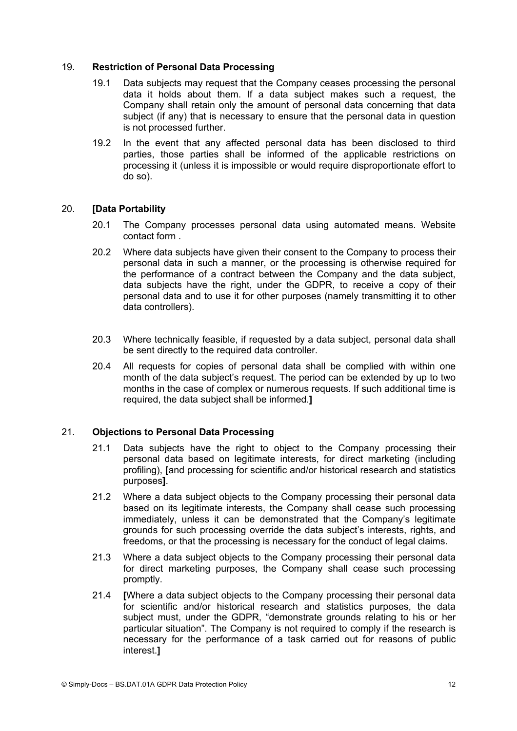## 19. **Restriction of Personal Data Processing**

19.1 Data subjects may request that the Company ceases processing the personal data it holds about them. If a data subject makes such a request, the Company shall retain only the amount of personal data concerning that data subject (if any) that is necessary to ensure that the personal data in question is not processed further.

19.2 In the event that any affected personal data has been disclosed to third parties, those parties shall be informed of the applicable restrictions on processing it (unless it is impossible or would require disproportionate effort to do so).

## 20. **[Data Portability**

20.1 The Company processes personal data using automated means. Website contact form .

20.2 Where data subjects have given their consent to the Company to process their personal data in such a manner, or the processing is otherwise required for the performance of a contract between the Company and the data subject, data subjects have the right, under the GDPR, to receive a copy of their personal data and to use it for other purposes (namely transmitting it to other data controllers).

20.3 Where technically feasible, if requested by a data subject, personal data shall be sent directly to the required data controller.

20.4 All requests for copies of personal data shall be complied with within one month of the data subject's request. The period can be extended by up to two months in the case of complex or numerous requests. If such additional time is required, the data subject shall be informed.**]**

## 21. **Objections to Personal Data Processing**

21.1 Data subjects have the right to object to the Company processing their personal data based on legitimate interests, for direct marketing (including profiling), **[**and processing for scientific and/or historical research and statistics purposes**]**.

21.2 Where a data subject objects to the Company processing their personal data based on its legitimate interests, the Company shall cease such processing immediately, unless it can be demonstrated that the Company's legitimate grounds for such processing override the data subject's interests, rights, and freedoms, or that the processing is necessary for the conduct of legal claims.

21.3 Where a data subject objects to the Company processing their personal data for direct marketing purposes, the Company shall cease such processing promptly.

21.4 **[**Where a data subject objects to the Company processing their personal data for scientific and/or historical research and statistics purposes, the data subject must, under the GDPR, "demonstrate grounds relating to his or her particular situation". The Company is not required to comply if the research is necessary for the performance of a task carried out for reasons of public interest.**]**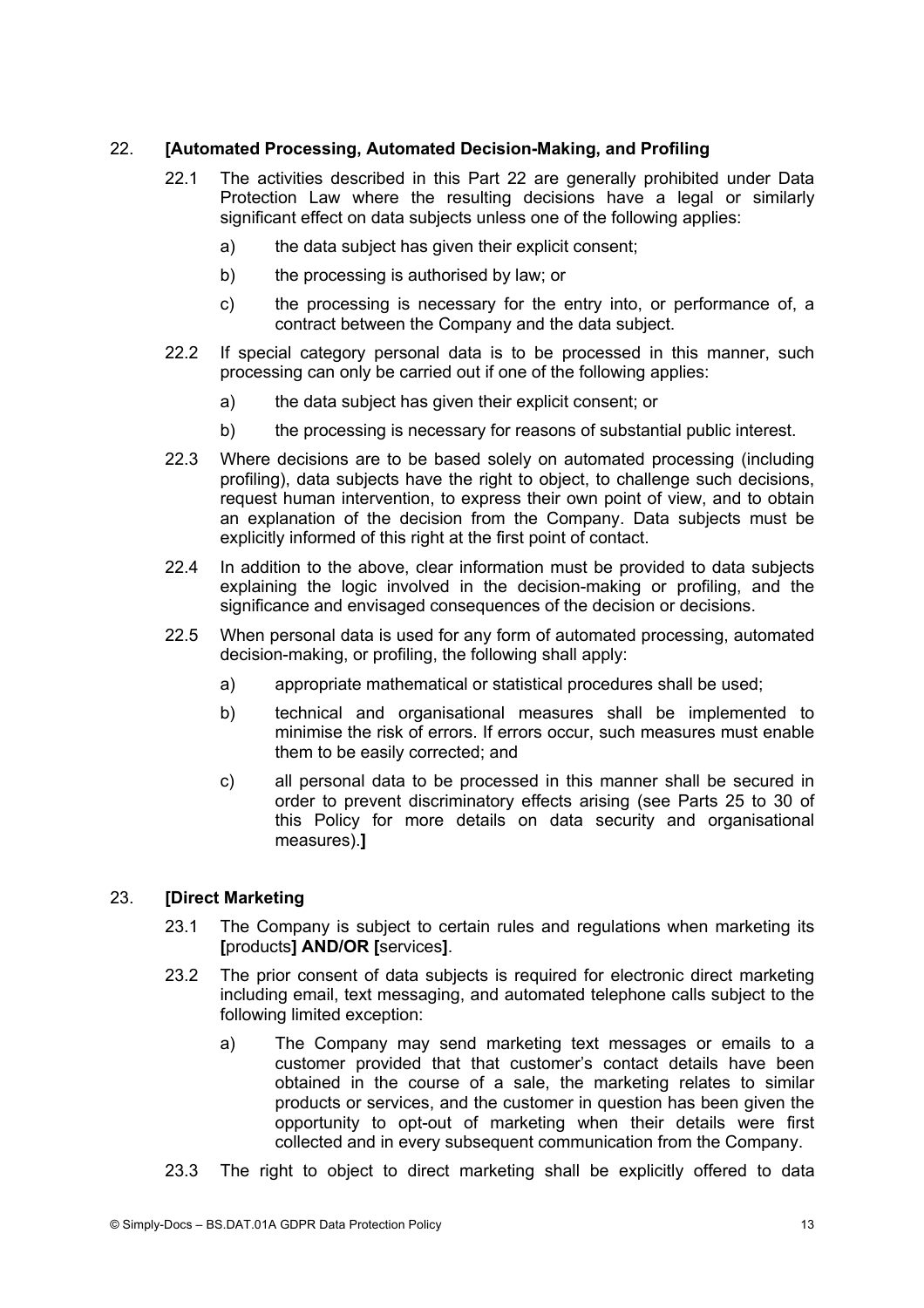## 22. **[Automated Processing, Automated Decision-Making, and Profiling**

22.1 The activities described in this Part 22 are generally prohibited under Data Protection Law where the resulting decisions have a legal or similarly significant effect on data subjects unless one of the following applies:

a) the data subject has given their explicit consent;

b) the processing is authorised by law; or

c) the processing is necessary for the entry into, or performance of, a contract between the Company and the data subject.

22.2 If special category personal data is to be processed in this manner, such processing can only be carried out if one of the following applies:

a) the data subject has given their explicit consent; or

b) the processing is necessary for reasons of substantial public interest.

22.3 Where decisions are to be based solely on automated processing (including profiling), data subjects have the right to object, to challenge such decisions, request human intervention, to express their own point of view, and to obtain an explanation of the decision from the Company. Data subjects must be explicitly informed of this right at the first point of contact.

22.4 In addition to the above, clear information must be provided to data subjects explaining the logic involved in the decision-making or profiling, and the significance and envisaged consequences of the decision or decisions.

22.5 When personal data is used for any form of automated processing, automated decision-making, or profiling, the following shall apply:

a) appropriate mathematical or statistical procedures shall be used;

b) technical and organisational measures shall be implemented to minimise the risk of errors. If errors occur, such measures must enable them to be easily corrected; and

c) all personal data to be processed in this manner shall be secured in order to prevent discriminatory effects arising (see Parts 25 to 30 of this Policy for more details on data security and organisational measures).**]**

## 23. **[Direct Marketing**

23.1 The Company is subject to certain rules and regulations when marketing its **[**products**] AND/OR [**services**]**.

23.2 The prior consent of data subjects is required for electronic direct marketing including email, text messaging, and automated telephone calls subject to the following limited exception:

a) The Company may send marketing text messages or emails to a customer provided that that customer's contact details have been obtained in the course of a sale, the marketing relates to similar products or services, and the customer in question has been given the opportunity to opt-out of marketing when their details were first collected and in every subsequent communication from the Company.

23.3 The right to object to direct marketing shall be explicitly offered to data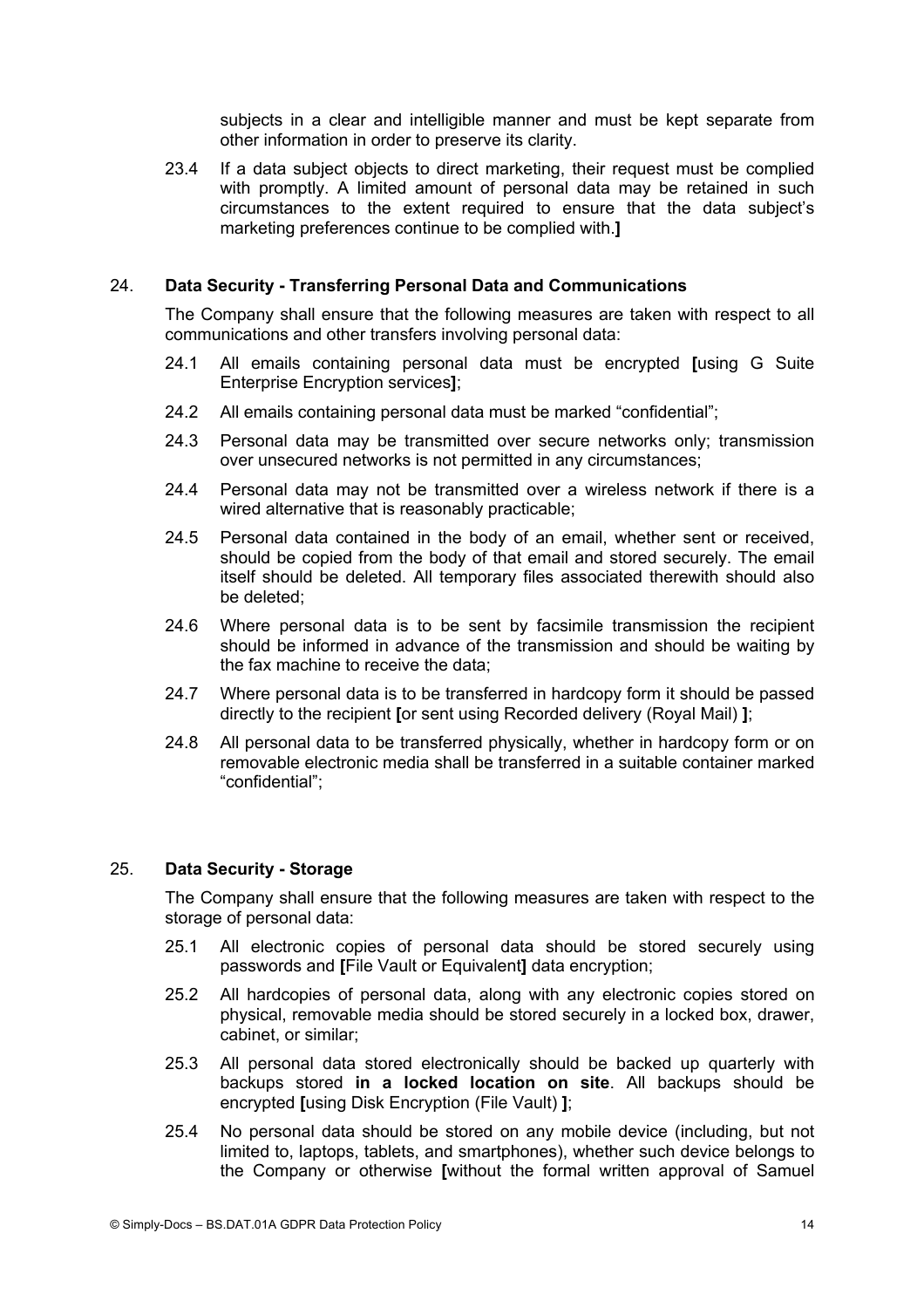subjects in a clear and intelligible manner and must be kept separate from other information in order to preserve its clarity.

23.4 If a data subject objects to direct marketing, their request must be complied with promptly. A limited amount of personal data may be retained in such circumstances to the extent required to ensure that the data subject's marketing preferences continue to be complied with.**]**

## 24. Data Security - Transferring Personal Data and Communications

The Company shall ensure that the following measures are taken with respect to all communications and other transfers involving personal data:

24.1 All emails containing personal data must be encrypted **[**using G Suite Enterprise Encryption services**]**;

24.2 All emails containing personal data must be marked "confidential";

24.3 Personal data may be transmitted over secure networks only; transmission over unsecured networks is not permitted in any circumstances;

24.4 Personal data may not be transmitted over a wireless network if there is a wired alternative that is reasonably practicable;

24.5 Personal data contained in the body of an email, whether sent or received, should be copied from the body of that email and stored securely. The email itself should be deleted. All temporary files associated therewith should also be deleted;

24.6 Where personal data is to be sent by facsimile transmission the recipient should be informed in advance of the transmission and should be waiting by the fax machine to receive the data;

24.7 Where personal data is to be transferred in hardcopy form it should be passed directly to the recipient **[**or sent using Recorded delivery (Royal Mail) **]**;

24.8 All personal data to be transferred physically, whether in hardcopy form or on removable electronic media shall be transferred in a suitable container marked "confidential";

## 25. Data Security - Storage

The Company shall ensure that the following measures are taken with respect to the storage of personal data:

25.1 All electronic copies of personal data should be stored securely using passwords and **[**File Vault or Equivalent**]** data encryption;

25.2 All hardcopies of personal data, along with any electronic copies stored on physical, removable media should be stored securely in a locked box, drawer, cabinet, or similar;

25.3 All personal data stored electronically should be backed up quarterly with backups stored **in a locked location on site**. All backups should be encrypted **[**using Disk Encryption (File Vault) **]**;

25.4 No personal data should be stored on any mobile device (including, but not limited to, laptops, tablets, and smartphones), whether such device belongs to the Company or otherwise **[**without the formal written approval of Samuel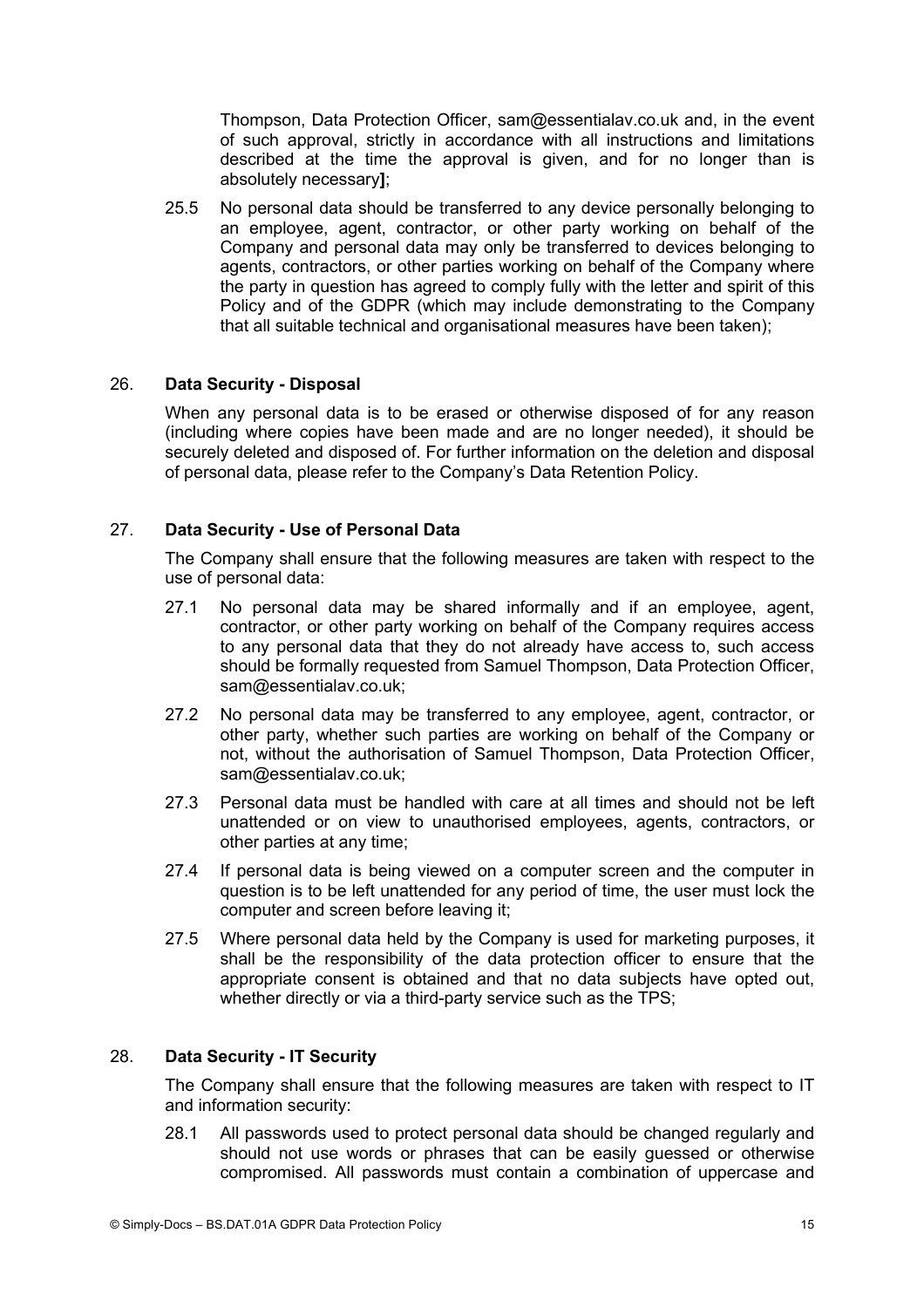Thompson, Data Protection Officer, sam@essentialav.co.uk and, in the event of such approval, strictly in accordance with all instructions and limitations described at the time the approval is given, and for no longer than is absolutely necessary**]**;

25.5 No personal data should be transferred to any device personally belonging to an employee, agent, contractor, or other party working on behalf of the Company and personal data may only be transferred to devices belonging to agents, contractors, or other parties working on behalf of the Company where the party in question has agreed to comply fully with the letter and spirit of this Policy and of the GDPR (which may include demonstrating to the Company that all suitable technical and organisational measures have been taken);

## 26. Data Security - Disposal

When any personal data is to be erased or otherwise disposed of for any reason (including where copies have been made and are no longer needed), it should be securely deleted and disposed of. For further information on the deletion and disposal of personal data, please refer to the Company's Data Retention Policy.

## 27. Data Security - Use of Personal Data

The Company shall ensure that the following measures are taken with respect to the use of personal data:

27.1 No personal data may be shared informally and if an employee, agent, contractor, or other party working on behalf of the Company requires access to any personal data that they do not already have access to, such access should be formally requested from Samuel Thompson, Data Protection Officer, sam@essentialav.co.uk;

27.2 No personal data may be transferred to any employee, agent, contractor, or other party, whether such parties are working on behalf of the Company or not, without the authorisation of Samuel Thompson, Data Protection Officer, sam@essentialav.co.uk;

27.3 Personal data must be handled with care at all times and should not be left unattended or on view to unauthorised employees, agents, contractors, or other parties at any time;

27.4 If personal data is being viewed on a computer screen and the computer in question is to be left unattended for any period of time, the user must lock the computer and screen before leaving it;

27.5 Where personal data held by the Company is used for marketing purposes, it shall be the responsibility of the data protection officer to ensure that the appropriate consent is obtained and that no data subjects have opted out, whether directly or via a third-party service such as the TPS;

## 28. Data Security - IT Security

The Company shall ensure that the following measures are taken with respect to IT and information security:

28.1 All passwords used to protect personal data should be changed regularly and should not use words or phrases that can be easily guessed or otherwise compromised. All passwords must contain a combination of uppercase and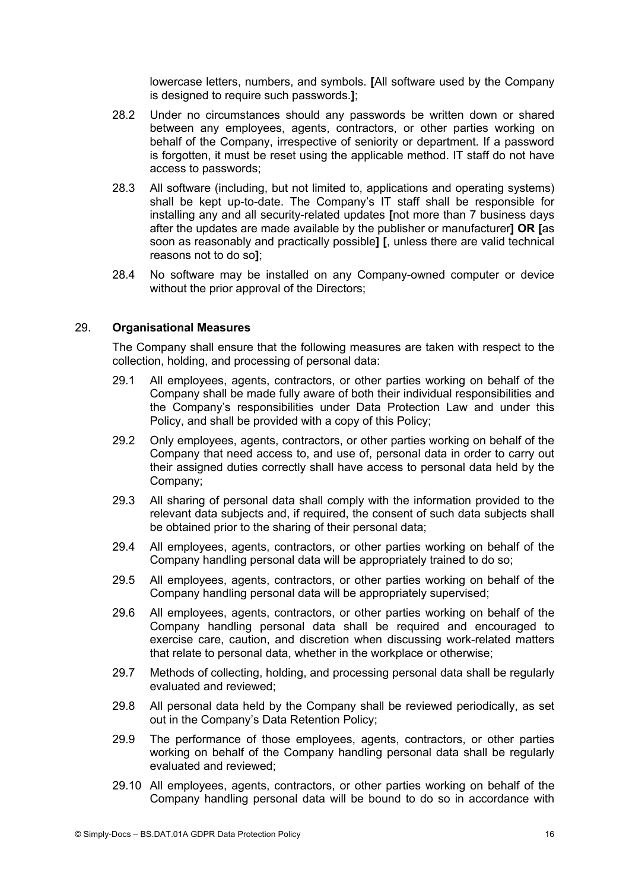lowercase letters, numbers, and symbols. **[**All software used by the Company is designed to require such passwords.**]**;

28.2 Under no circumstances should any passwords be written down or shared between any employees, agents, contractors, or other parties working on behalf of the Company, irrespective of seniority or department. If a password is forgotten, it must be reset using the applicable method. IT staff do not have access to passwords;

28.3 All software (including, but not limited to, applications and operating systems) shall be kept up-to-date. The Company's IT staff shall be responsible for installing any and all security-related updates **[**not more than 7 business days after the updates are made available by the publisher or manufacturer**] OR [**as soon as reasonably and practically possible**] [**, unless there are valid technical reasons not to do so**]**;

28.4 No software may be installed on any Company-owned computer or device without the prior approval of the Directors;

## 29. Organisational Measures

The Company shall ensure that the following measures are taken with respect to the collection, holding, and processing of personal data:

29.1 All employees, agents, contractors, or other parties working on behalf of the Company shall be made fully aware of both their individual responsibilities and the Company's responsibilities under Data Protection Law and under this Policy, and shall be provided with a copy of this Policy;

29.2 Only employees, agents, contractors, or other parties working on behalf of the Company that need access to, and use of, personal data in order to carry out their assigned duties correctly shall have access to personal data held by the Company;

29.3 All sharing of personal data shall comply with the information provided to the relevant data subjects and, if required, the consent of such data subjects shall be obtained prior to the sharing of their personal data;

29.4 All employees, agents, contractors, or other parties working on behalf of the Company handling personal data will be appropriately trained to do so;

29.5 All employees, agents, contractors, or other parties working on behalf of the Company handling personal data will be appropriately supervised;

29.6 All employees, agents, contractors, or other parties working on behalf of the Company handling personal data shall be required and encouraged to exercise care, caution, and discretion when discussing work-related matters that relate to personal data, whether in the workplace or otherwise;

29.7 Methods of collecting, holding, and processing personal data shall be regularly evaluated and reviewed;

29.8 All personal data held by the Company shall be reviewed periodically, as set out in the Company's Data Retention Policy;

29.9 The performance of those employees, agents, contractors, or other parties working on behalf of the Company handling personal data shall be regularly evaluated and reviewed;

29.10 All employees, agents, contractors, or other parties working on behalf of the Company handling personal data will be bound to do so in accordance with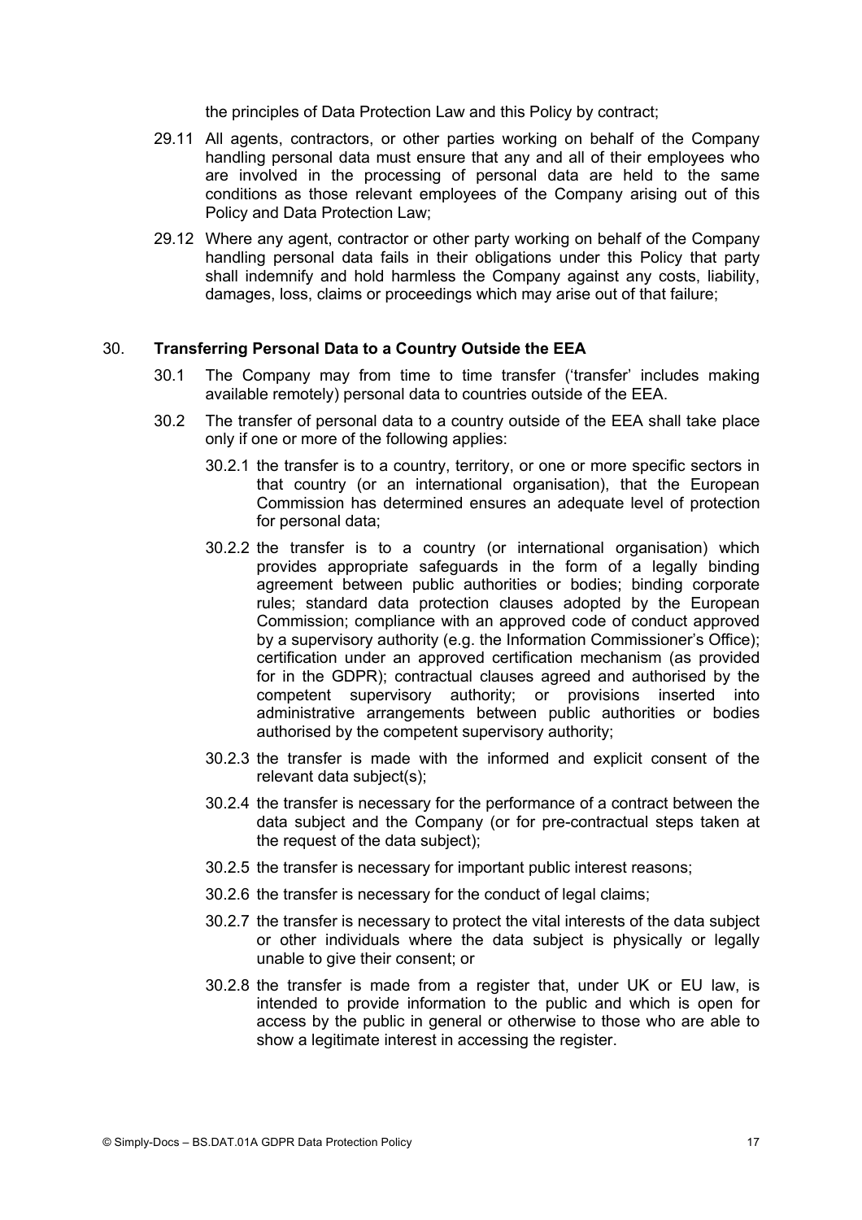the principles of Data Protection Law and this Policy by contract;

29.11 All agents, contractors, or other parties working on behalf of the Company handling personal data must ensure that any and all of their employees who are involved in the processing of personal data are held to the same conditions as those relevant employees of the Company arising out of this Policy and Data Protection Law;

29.12 Where any agent, contractor or other party working on behalf of the Company handling personal data fails in their obligations under this Policy that party shall indemnify and hold harmless the Company against any costs, liability, damages, loss, claims or proceedings which may arise out of that failure;

## 30. **Transferring Personal Data to a Country Outside the EEA**

30.1 The Company may from time to time transfer ('transfer' includes making available remotely) personal data to countries outside of the EEA.

30.2 The transfer of personal data to a country outside of the EEA shall take place only if one or more of the following applies:

30.2.1 the transfer is to a country, territory, or one or more specific sectors in that country (or an international organisation), that the European Commission has determined ensures an adequate level of protection for personal data;

30.2.2 the transfer is to a country (or international organisation) which provides appropriate safeguards in the form of a legally binding agreement between public authorities or bodies; binding corporate rules; standard data protection clauses adopted by the European Commission; compliance with an approved code of conduct approved by a supervisory authority (e.g. the Information Commissioner's Office); certification under an approved certification mechanism (as provided for in the GDPR); contractual clauses agreed and authorised by the competent supervisory authority; or provisions inserted into administrative arrangements between public authorities or bodies authorised by the competent supervisory authority;

30.2.3 the transfer is made with the informed and explicit consent of the relevant data subject(s);

30.2.4 the transfer is necessary for the performance of a contract between the data subject and the Company (or for pre-contractual steps taken at the request of the data subject);

30.2.5 the transfer is necessary for important public interest reasons;

30.2.6 the transfer is necessary for the conduct of legal claims;

30.2.7 the transfer is necessary to protect the vital interests of the data subject or other individuals where the data subject is physically or legally unable to give their consent; or

30.2.8 the transfer is made from a register that, under UK or EU law, is intended to provide information to the public and which is open for access by the public in general or otherwise to those who are able to show a legitimate interest in accessing the register.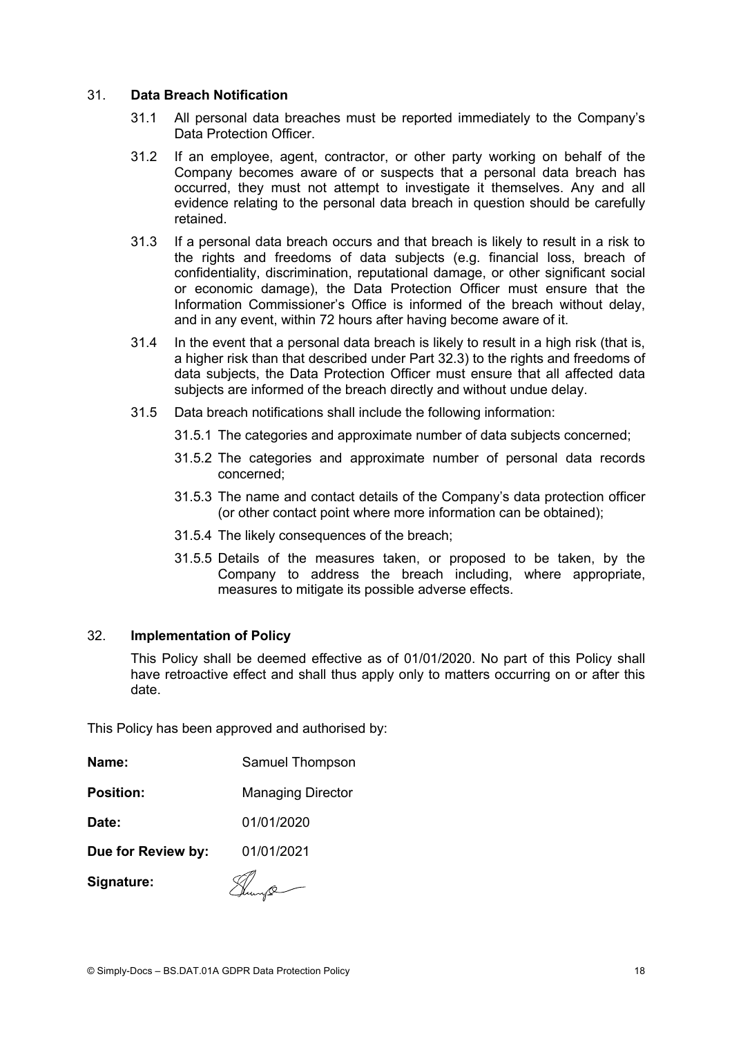## 31. **Data Breach Notification**

31.1 All personal data breaches must be reported immediately to the Company's Data Protection Officer.

31.2 If an employee, agent, contractor, or other party working on behalf of the Company becomes aware of or suspects that a personal data breach has occurred, they must not attempt to investigate it themselves. Any and all evidence relating to the personal data breach in question should be carefully retained.

31.3 If a personal data breach occurs and that breach is likely to result in a risk to the rights and freedoms of data subjects (e.g. financial loss, breach of confidentiality, discrimination, reputational damage, or other significant social or economic damage), the Data Protection Officer must ensure that the Information Commissioner's Office is informed of the breach without delay, and in any event, within 72 hours after having become aware of it.

31.4 In the event that a personal data breach is likely to result in a high risk (that is, a higher risk than that described under Part 32.3) to the rights and freedoms of data subjects, the Data Protection Officer must ensure that all affected data subjects are informed of the breach directly and without undue delay.

31.5 Data breach notifications shall include the following information:

31.5.1 The categories and approximate number of data subjects concerned;

31.5.2 The categories and approximate number of personal data records concerned;

31.5.3 The name and contact details of the Company's data protection officer (or other contact point where more information can be obtained);

31.5.4 The likely consequences of the breach;

31.5.5 Details of the measures taken, or proposed to be taken, by the Company to address the breach including, where appropriate, measures to mitigate its possible adverse effects.

## 32. **Implementation of Policy**

This Policy shall be deemed effective as of 01/01/2020. No part of this Policy shall have retroactive effect and shall thus apply only to matters occurring on or after this date.

This Policy has been approved and authorised by:

**Name:** Samuel Thompson

**Position:** Managing Director

**Date:** 01/01/2020

**Due for Review by:** 01/01/2021

**Signature:**

© Simply-Docs – BS.DAT.01A GDPR Data Protection Policy